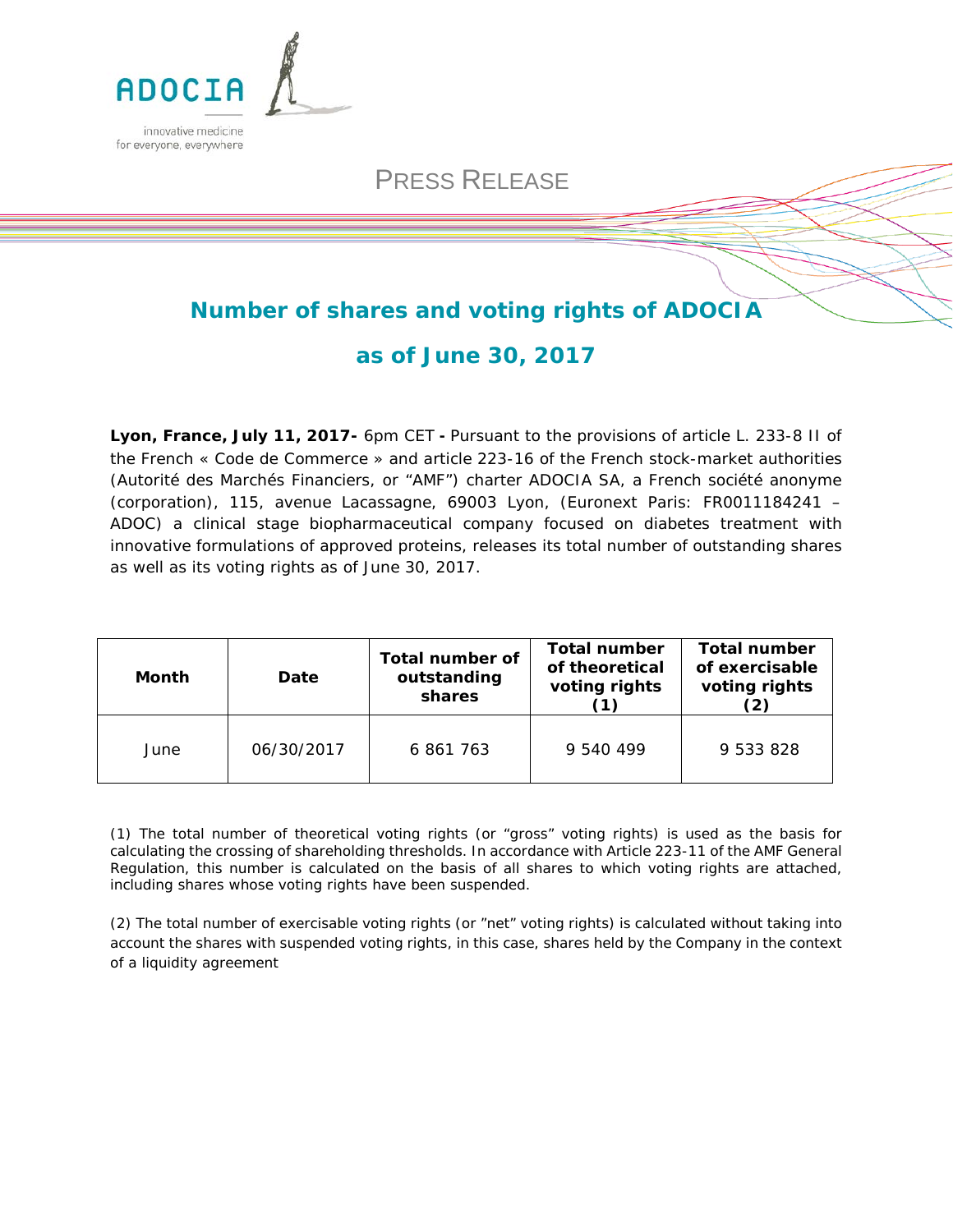ADOCIA

innovative medicine for everyone, everywhere

PRESS RELEASE

# Number of shares and voting rights of ADOCIA as of June 30, 2017

**Lyon, France, July 11, 2017-** 6pm CET **-** Pursuant to the provisions of article L. 233-8 II of the French « Code de Commerce » and article 223-16 of the French stock-market authorities (Autorité des Marchés Financiers, or "AMF") charter ADOCIA SA, a French société anonyme (corporation), 115, avenue Lacassagne, 69003 Lyon, (Euronext Paris: FR0011184241 – ADOC) a clinical stage biopharmaceutical company focused on diabetes treatment with innovative formulations of approved proteins, releases its total number of outstanding shares as well as its voting rights as of June 30, 2017.

| Month | Date | Total number of outstanding shares | Total number of theoretical voting rights (1) | Total number of exercisable voting rights (2) |
|---|---|---|---|---|
| June | 06/30/2017 | 6 861 763 | 9 540 499 | 9 533 828 |

(1) The total number of theoretical voting rights (or "gross" voting rights) is used as the basis for calculating the crossing of shareholding thresholds. In accordance with Article 223-11 of the AMF General Regulation, this number is calculated on the basis of all shares to which voting rights are attached, including shares whose voting rights have been suspended.

(2) The total number of exercisable voting rights (or "net" voting rights) is calculated without taking into account the shares with suspended voting rights, in this case, shares held by the Company in the context of a liquidity agreement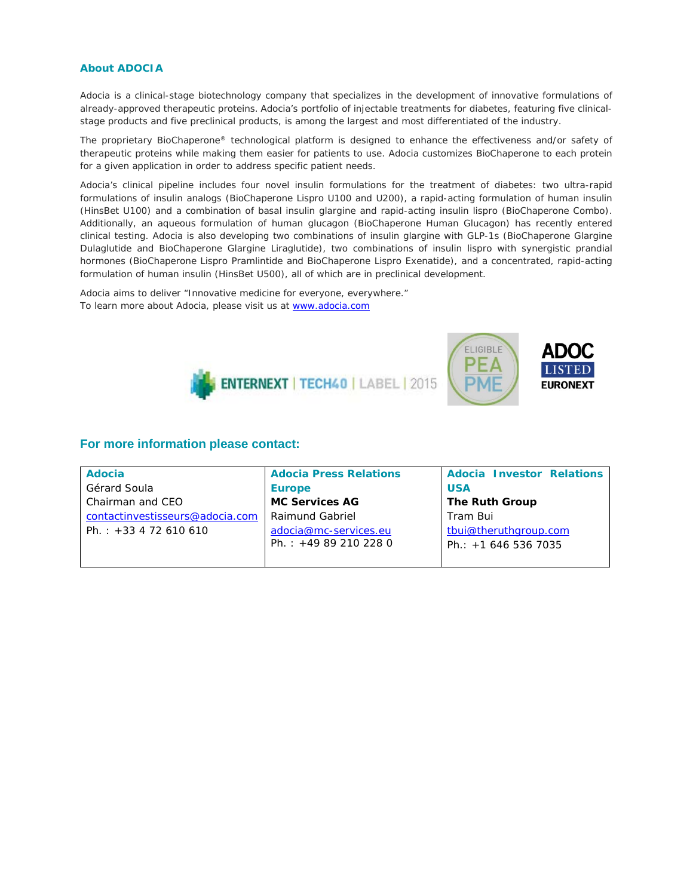## About ADOCIA

Adocia is a clinical-stage biotechnology company that specializes in the development of innovative formulations of already-approved therapeutic proteins. Adocia's portfolio of injectable treatments for diabetes, featuring five clinical-stage products and five preclinical products, is among the largest and most differentiated of the industry.

The proprietary BioChaperone® technological platform is designed to enhance the effectiveness and/or safety of therapeutic proteins while making them easier for patients to use. Adocia customizes BioChaperone to each protein for a given application in order to address specific patient needs.

Adocia's clinical pipeline includes four novel insulin formulations for the treatment of diabetes: two ultra-rapid formulations of insulin analogs (BioChaperone Lispro U100 and U200), a rapid-acting formulation of human insulin (HinsBet U100) and a combination of basal insulin glargine and rapid-acting insulin lispro (BioChaperone Combo). Additionally, an aqueous formulation of human glucagon (BioChaperone Human Glucagon) has recently entered clinical testing. Adocia is also developing two combinations of insulin glargine with GLP-1s (BioChaperone Glargine Dulaglutide and BioChaperone Glargine Liraglutide), two combinations of insulin lispro with synergistic prandial hormones (BioChaperone Lispro Pramlintide and BioChaperone Lispro Exenatide), and a concentrated, rapid-acting formulation of human insulin (HinsBet U500), all of which are in preclinical development.

Adocia aims to deliver "Innovative medicine for everyone, everywhere."
To learn more about Adocia, please visit us at www.adocia.com

ENTERNEXT | TECH40 | LABEL | 2015

ELIGIBLE PEA PME

ADOC LISTED EURONEXT

## For more information please contact:

| | | |
|---|---|---|
| **Adocia**<br>Gérard Soula<br>Chairman and CEO<br>contactinvestisseurs@adocia.com<br>Ph. : +33 4 72 610 610 | **Adocia Press Relations Europe**<br>**MC Services AG**<br>Raimund Gabriel<br>adocia@mc-services.eu<br>Ph. : +49 89 210 228 0 | **Adocia Investor Relations USA**<br>**The Ruth Group**<br>Tram Bui<br>tbui@theruthgroup.com<br>Ph.: +1 646 536 7035 |